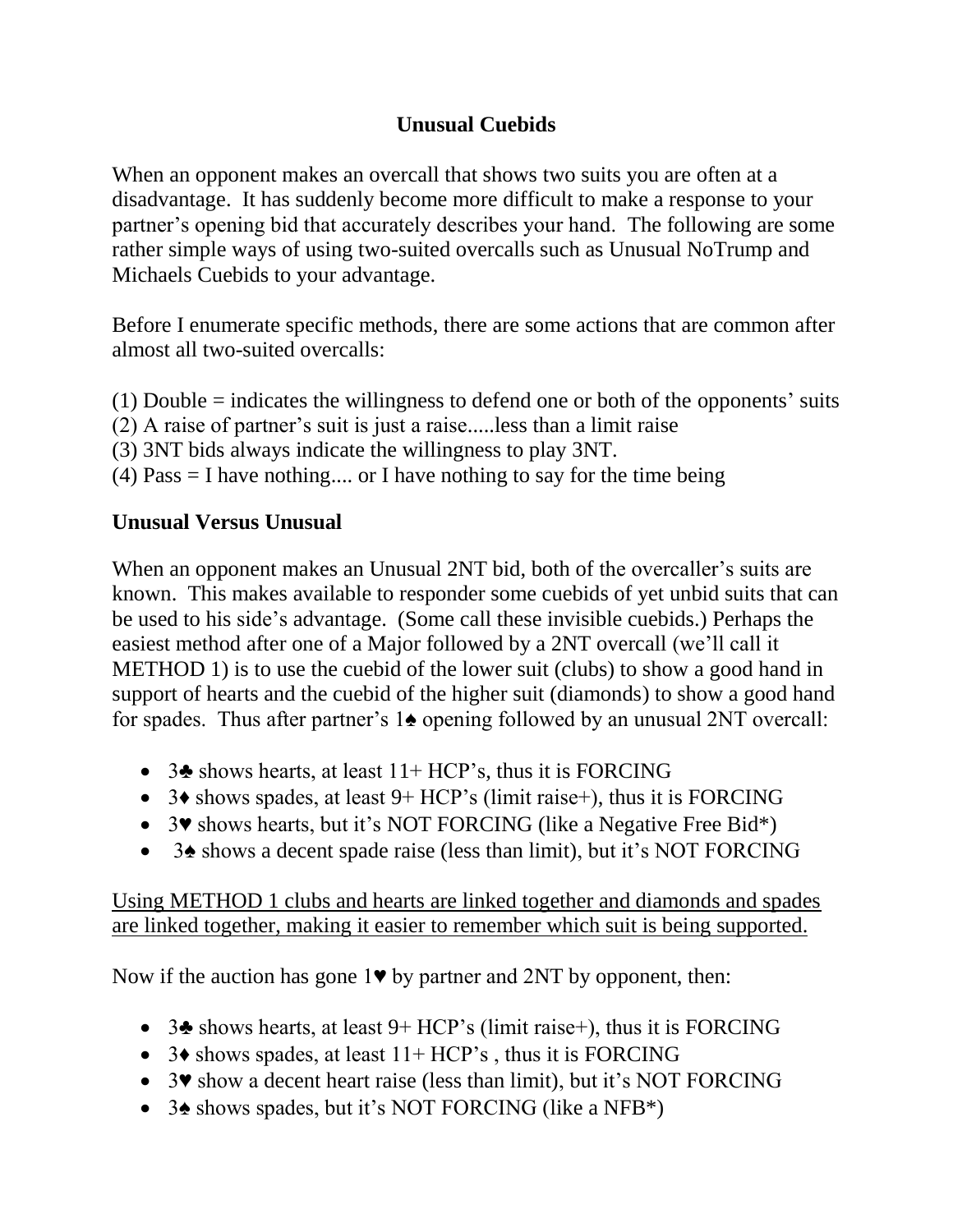# Unusual Cuebids

When an opponent makes an overcall that shows two suits you are often at a disadvantage. It has suddenly become more difficult to make a response to your partner's opening bid that accurately describes your hand. The following are some rather simple ways of using two-suited overcalls such as Unusual NoTrump and Michaels Cuebids to your advantage.

Before I enumerate specific methods, there are some actions that are common after almost all two-suited overcalls:

(1) Double = indicates the willingness to defend one or both of the opponents' suits
(2) A raise of partner's suit is just a raise.....less than a limit raise
(3) 3NT bids always indicate the willingness to play 3NT.
(4) Pass = I have nothing.... or I have nothing to say for the time being

## Unusual Versus Unusual

When an opponent makes an Unusual 2NT bid, both of the overcaller's suits are known. This makes available to responder some cuebids of yet unbid suits that can be used to his side's advantage. (Some call these invisible cuebids.) Perhaps the easiest method after one of a Major followed by a 2NT overcall (we'll call it METHOD 1) is to use the cuebid of the lower suit (clubs) to show a good hand in support of hearts and the cuebid of the higher suit (diamonds) to show a good hand for spades. Thus after partner's 1♠ opening followed by an unusual 2NT overcall:

- 3♣ shows hearts, at least 11+ HCP's, thus it is FORCING
- 3♦ shows spades, at least 9+ HCP's (limit raise+), thus it is FORCING
- 3♥ shows hearts, but it's NOT FORCING (like a Negative Free Bid*)
- 3♠ shows a decent spade raise (less than limit), but it's NOT FORCING

<u>Using METHOD 1 clubs and hearts are linked together and diamonds and spades are linked together, making it easier to remember which suit is being supported.</u>

Now if the auction has gone 1♥ by partner and 2NT by opponent, then:

- 3♣ shows hearts, at least 9+ HCP's (limit raise+), thus it is FORCING
- 3♦ shows spades, at least 11+ HCP's , thus it is FORCING
- 3♥ show a decent heart raise (less than limit), but it's NOT FORCING
- 3♠ shows spades, but it's NOT FORCING (like a NFB*)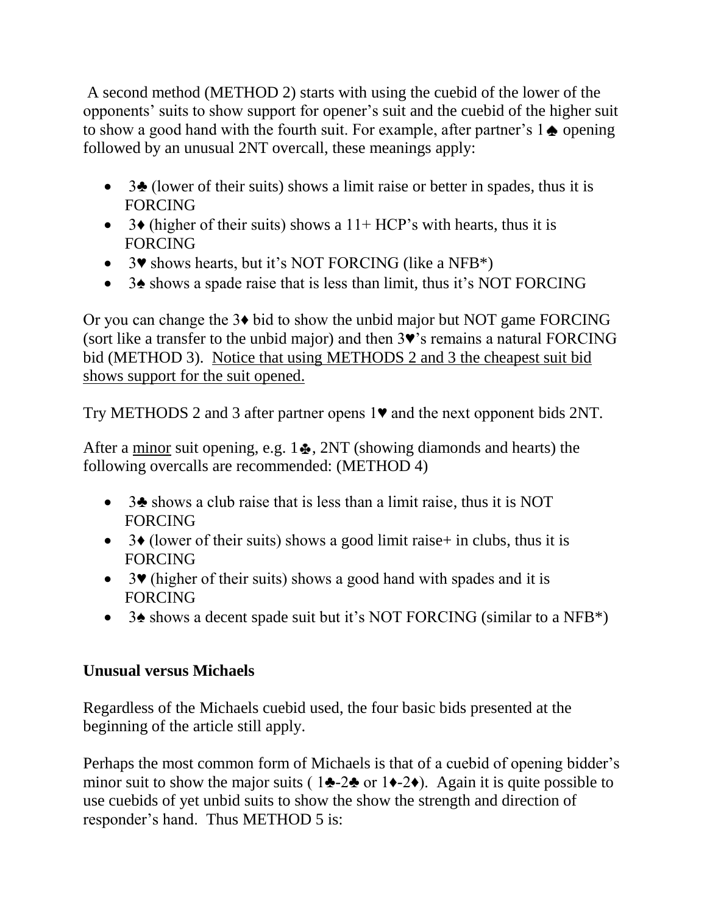A second method (METHOD 2) starts with using the cuebid of the lower of the opponents' suits to show support for opener's suit and the cuebid of the higher suit to show a good hand with the fourth suit. For example, after partner's 1♠ opening followed by an unusual 2NT overcall, these meanings apply:

- 3♣ (lower of their suits) shows a limit raise or better in spades, thus it is FORCING
- 3♦ (higher of their suits) shows a 11+ HCP's with hearts, thus it is FORCING
- 3♥ shows hearts, but it's NOT FORCING (like a NFB*)
- 3♠ shows a spade raise that is less than limit, thus it's NOT FORCING

Or you can change the 3♦ bid to show the unbid major but NOT game FORCING (sort like a transfer to the unbid major) and then 3♥'s remains a natural FORCING bid (METHOD 3). <u>Notice that using METHODS 2 and 3 the cheapest suit bid shows support for the suit opened.</u>

Try METHODS 2 and 3 after partner opens 1♥ and the next opponent bids 2NT.

After a <u>minor</u> suit opening, e.g. 1♣, 2NT (showing diamonds and hearts) the following overcalls are recommended: (METHOD 4)

- 3♣ shows a club raise that is less than a limit raise, thus it is NOT FORCING
- 3♦ (lower of their suits) shows a good limit raise+ in clubs, thus it is FORCING
- 3♥ (higher of their suits) shows a good hand with spades and it is FORCING
- 3♠ shows a decent spade suit but it's NOT FORCING (similar to a NFB*)

**Unusual versus Michaels**

Regardless of the Michaels cuebid used, the four basic bids presented at the beginning of the article still apply.

Perhaps the most common form of Michaels is that of a cuebid of opening bidder's minor suit to show the major suits ( 1♣-2♣ or 1♦-2♦). Again it is quite possible to use cuebids of yet unbid suits to show the show the strength and direction of responder's hand. Thus METHOD 5 is: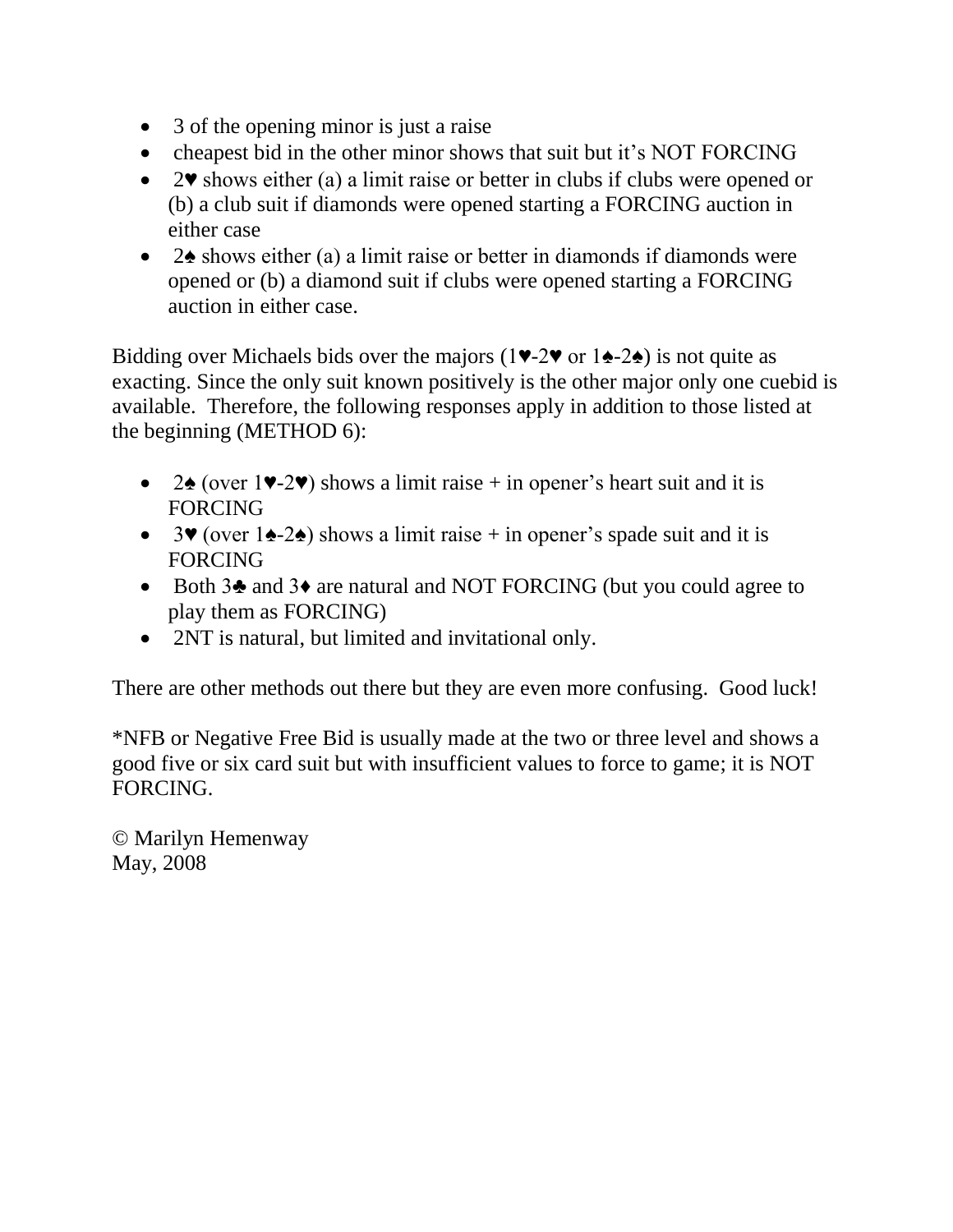- 3 of the opening minor is just a raise
- cheapest bid in the other minor shows that suit but it's NOT FORCING
- 2♥ shows either (a) a limit raise or better in clubs if clubs were opened or (b) a club suit if diamonds were opened starting a FORCING auction in either case
- 2♠ shows either (a) a limit raise or better in diamonds if diamonds were opened or (b) a diamond suit if clubs were opened starting a FORCING auction in either case.

Bidding over Michaels bids over the majors (1♥-2♥ or 1♠-2♠) is not quite as exacting. Since the only suit known positively is the other major only one cuebid is available. Therefore, the following responses apply in addition to those listed at the beginning (METHOD 6):

- 2♠ (over 1♥-2♥) shows a limit raise + in opener's heart suit and it is FORCING
- 3♥ (over 1♠-2♠) shows a limit raise + in opener's spade suit and it is FORCING
- Both 3♣ and 3♦ are natural and NOT FORCING (but you could agree to play them as FORCING)
- 2NT is natural, but limited and invitational only.

There are other methods out there but they are even more confusing. Good luck!

*NFB or Negative Free Bid is usually made at the two or three level and shows a good five or six card suit but with insufficient values to force to game; it is NOT FORCING.

© Marilyn Hemenway
May, 2008